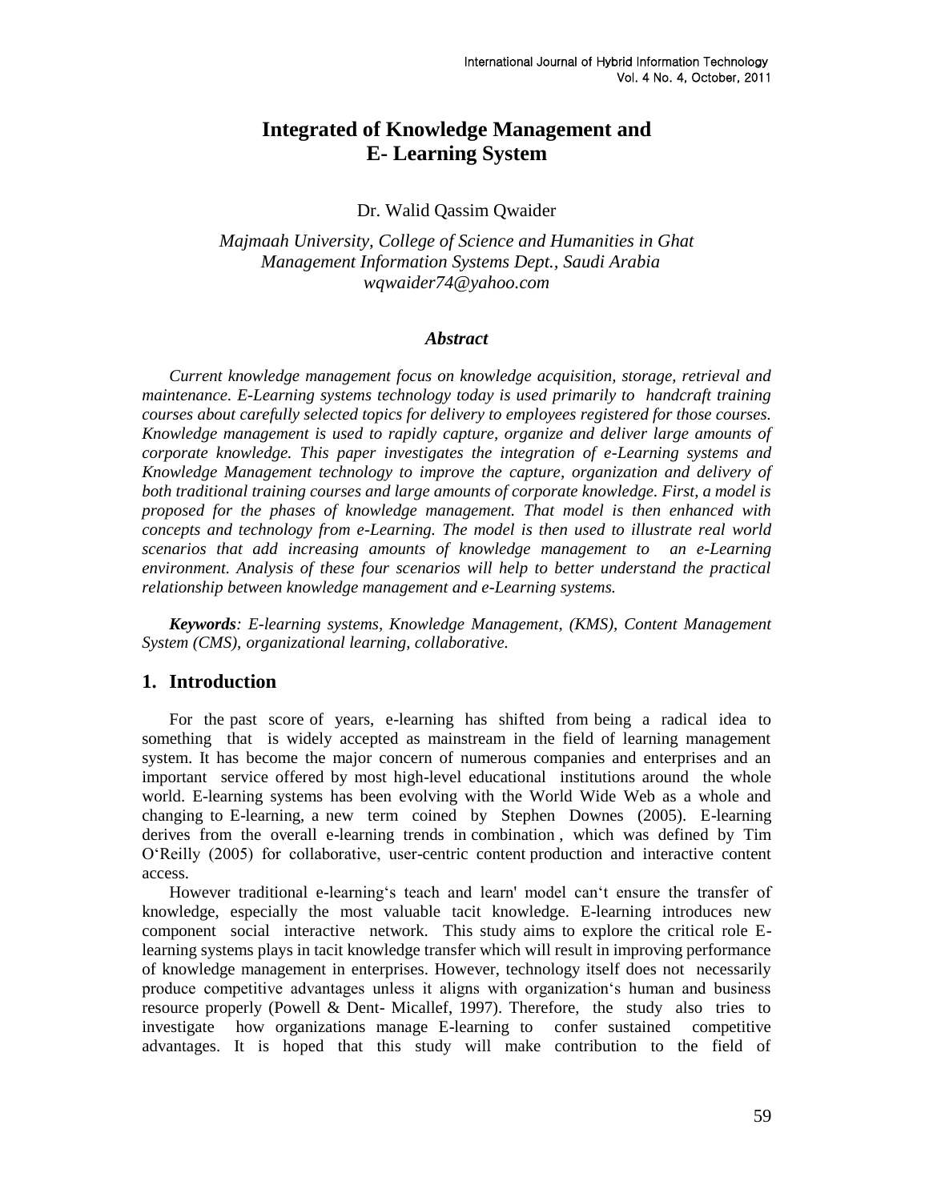# Integrated of Knowledge Management and E- Learning System

Dr. Walid Qassim Qwaider

*Majmaah University, College of Science and Humanities in Ghat*
*Management Information Systems Dept., Saudi Arabia*
*wqwaider74@yahoo.com*

### *Abstract*

*Current knowledge management focus on knowledge acquisition, storage, retrieval and maintenance. E-Learning systems technology today is used primarily to handcraft training courses about carefully selected topics for delivery to employees registered for those courses. Knowledge management is used to rapidly capture, organize and deliver large amounts of corporate knowledge. This paper investigates the integration of e-Learning systems and Knowledge Management technology to improve the capture, organization and delivery of both traditional training courses and large amounts of corporate knowledge. First, a model is proposed for the phases of knowledge management. That model is then enhanced with concepts and technology from e-Learning. The model is then used to illustrate real world scenarios that add increasing amounts of knowledge management to an e-Learning environment. Analysis of these four scenarios will help to better understand the practical relationship between knowledge management and e-Learning systems.*

***Keywords**: E-learning systems, Knowledge Management, (KMS), Content Management System (CMS), organizational learning, collaborative.*

## 1. Introduction

For the past score of years, e-learning has shifted from being a radical idea to something that is widely accepted as mainstream in the field of learning management system. It has become the major concern of numerous companies and enterprises and an important service offered by most high-level educational institutions around the whole world. E-learning systems has been evolving with the World Wide Web as a whole and changing to E-learning, a new term coined by Stephen Downes (2005). E-learning derives from the overall e-learning trends in combination , which was defined by Tim O'Reilly (2005) for collaborative, user-centric content production and interactive content access.

However traditional e-learning's teach and learn' model can't ensure the transfer of knowledge, especially the most valuable tacit knowledge. E-learning introduces new component social interactive network. This study aims to explore the critical role E-learning systems plays in tacit knowledge transfer which will result in improving performance of knowledge management in enterprises. However, technology itself does not necessarily produce competitive advantages unless it aligns with organization's human and business resource properly (Powell & Dent- Micallef, 1997). Therefore, the study also tries to investigate how organizations manage E-learning to confer sustained competitive advantages. It is hoped that this study will make contribution to the field of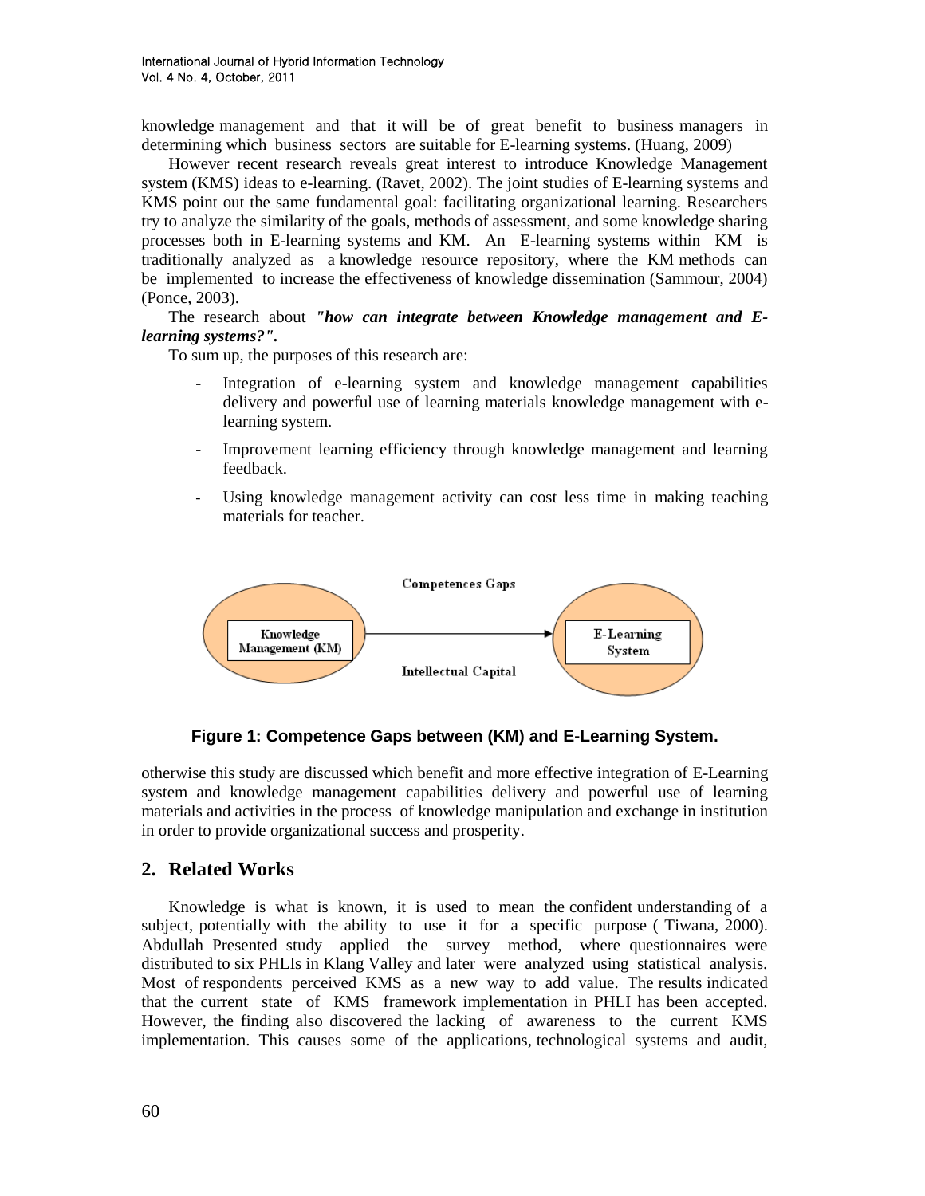knowledge management and that it will be of great benefit to business managers in determining which business sectors are suitable for E-learning systems. (Huang, 2009)

However recent research reveals great interest to introduce Knowledge Management system (KMS) ideas to e-learning. (Ravet, 2002). The joint studies of E-learning systems and KMS point out the same fundamental goal: facilitating organizational learning. Researchers try to analyze the similarity of the goals, methods of assessment, and some knowledge sharing processes both in E-learning systems and KM. An E-learning systems within KM is traditionally analyzed as a knowledge resource repository, where the KM methods can be implemented to increase the effectiveness of knowledge dissemination (Sammour, 2004) (Ponce, 2003).

The research about ***"how can integrate between Knowledge management and E-learning systems?".***

To sum up, the purposes of this research are:

- Integration of e-learning system and knowledge management capabilities delivery and powerful use of learning materials knowledge management with e-learning system.
- Improvement learning efficiency through knowledge management and learning feedback.
- Using knowledge management activity can cost less time in making teaching materials for teacher.

Competences Gaps

Knowledge Management (KM) → E-Learning System

Intellectual Capital

**Figure 1: Competence Gaps between (KM) and E-Learning System.**

otherwise this study are discussed which benefit and more effective integration of E-Learning system and knowledge management capabilities delivery and powerful use of learning materials and activities in the process of knowledge manipulation and exchange in institution in order to provide organizational success and prosperity.

## 2. Related Works

Knowledge is what is known, it is used to mean the confident understanding of a subject, potentially with the ability to use it for a specific purpose ( Tiwana, 2000). Abdullah Presented study applied the survey method, where questionnaires were distributed to six PHLIs in Klang Valley and later were analyzed using statistical analysis. Most of respondents perceived KMS as a new way to add value. The results indicated that the current state of KMS framework implementation in PHLI has been accepted. However, the finding also discovered the lacking of awareness to the current KMS implementation. This causes some of the applications, technological systems and audit,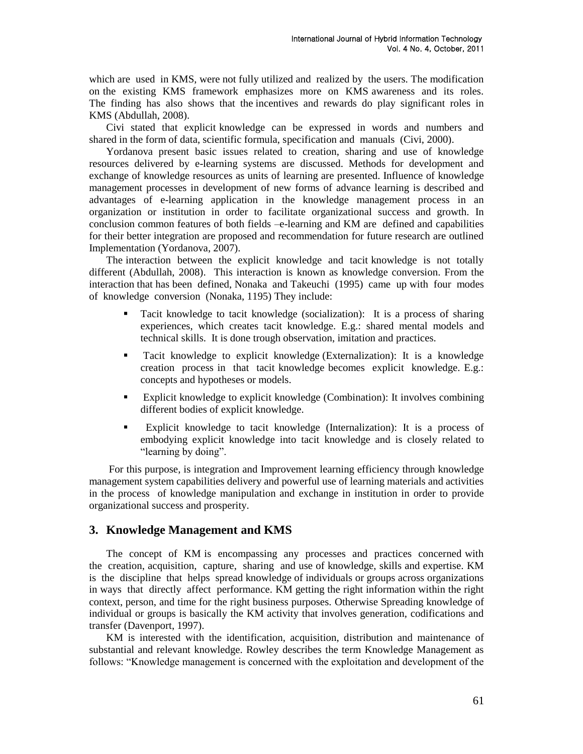which are used in KMS, were not fully utilized and realized by the users. The modification on the existing KMS framework emphasizes more on KMS awareness and its roles. The finding has also shows that the incentives and rewards do play significant roles in KMS (Abdullah, 2008).

Civi stated that explicit knowledge can be expressed in words and numbers and shared in the form of data, scientific formula, specification and manuals (Civi, 2000).

Yordanova present basic issues related to creation, sharing and use of knowledge resources delivered by e-learning systems are discussed. Methods for development and exchange of knowledge resources as units of learning are presented. Influence of knowledge management processes in development of new forms of advance learning is described and advantages of e-learning application in the knowledge management process in an organization or institution in order to facilitate organizational success and growth. In conclusion common features of both fields –e-learning and KM are defined and capabilities for their better integration are proposed and recommendation for future research are outlined Implementation (Yordanova, 2007).

The interaction between the explicit knowledge and tacit knowledge is not totally different (Abdullah, 2008). This interaction is known as knowledge conversion. From the interaction that has been defined, Nonaka and Takeuchi (1995) came up with four modes of knowledge conversion (Nonaka, 1195) They include:

- Tacit knowledge to tacit knowledge (socialization): It is a process of sharing experiences, which creates tacit knowledge. E.g.: shared mental models and technical skills. It is done trough observation, imitation and practices.
- Tacit knowledge to explicit knowledge (Externalization): It is a knowledge creation process in that tacit knowledge becomes explicit knowledge. E.g.: concepts and hypotheses or models.
- Explicit knowledge to explicit knowledge (Combination): It involves combining different bodies of explicit knowledge.
- Explicit knowledge to tacit knowledge (Internalization): It is a process of embodying explicit knowledge into tacit knowledge and is closely related to "learning by doing".

For this purpose, is integration and Improvement learning efficiency through knowledge management system capabilities delivery and powerful use of learning materials and activities in the process of knowledge manipulation and exchange in institution in order to provide organizational success and prosperity.

## 3. Knowledge Management and KMS

The concept of KM is encompassing any processes and practices concerned with the creation, acquisition, capture, sharing and use of knowledge, skills and expertise. KM is the discipline that helps spread knowledge of individuals or groups across organizations in ways that directly affect performance. KM getting the right information within the right context, person, and time for the right business purposes. Otherwise Spreading knowledge of individual or groups is basically the KM activity that involves generation, codifications and transfer (Davenport, 1997).

KM is interested with the identification, acquisition, distribution and maintenance of substantial and relevant knowledge. Rowley describes the term Knowledge Management as follows: "Knowledge management is concerned with the exploitation and development of the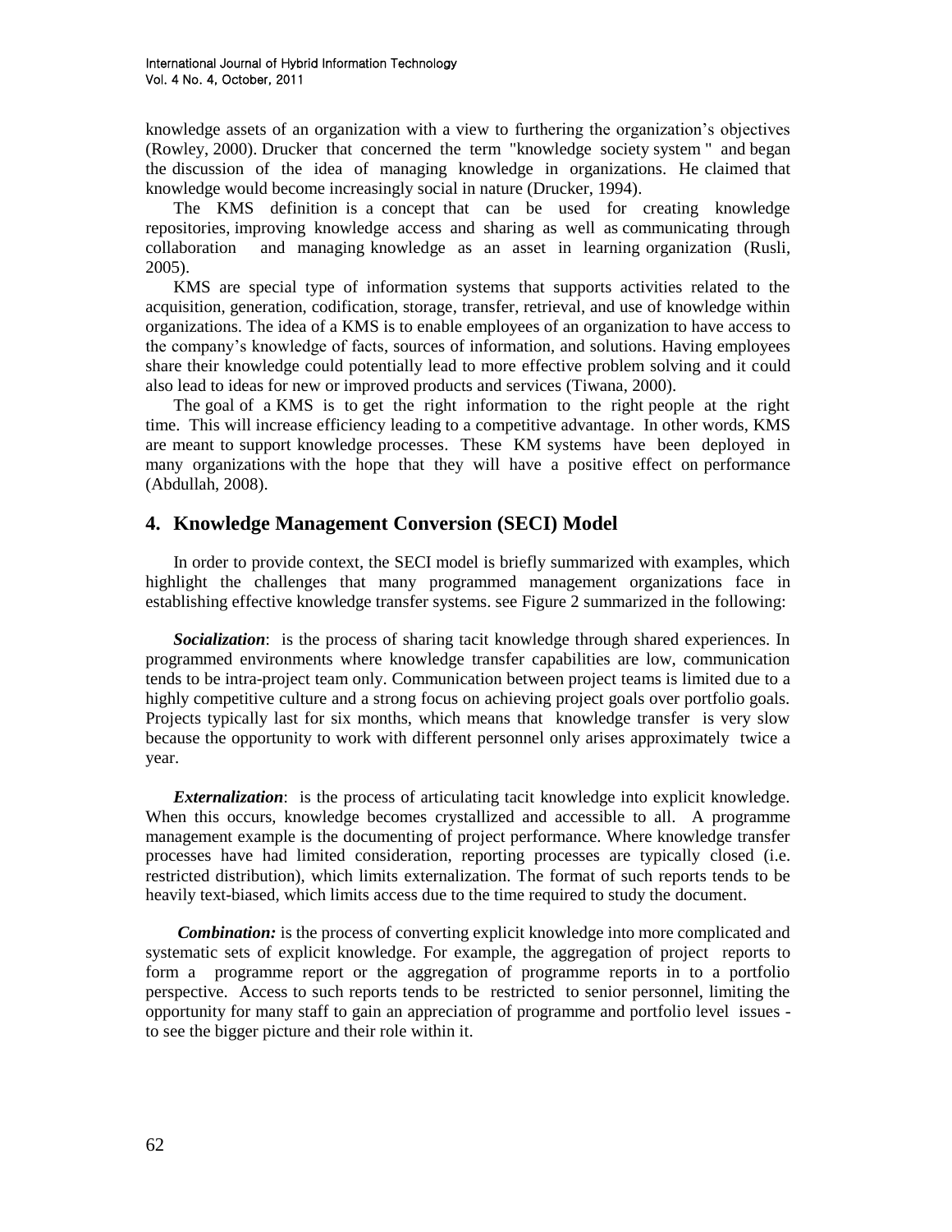knowledge assets of an organization with a view to furthering the organization's objectives (Rowley, 2000). Drucker that concerned the term "knowledge society system " and began the discussion of the idea of managing knowledge in organizations. He claimed that knowledge would become increasingly social in nature (Drucker, 1994).

The KMS definition is a concept that can be used for creating knowledge repositories, improving knowledge access and sharing as well as communicating through collaboration and managing knowledge as an asset in learning organization (Rusli, 2005).

KMS are special type of information systems that supports activities related to the acquisition, generation, codification, storage, transfer, retrieval, and use of knowledge within organizations. The idea of a KMS is to enable employees of an organization to have access to the company's knowledge of facts, sources of information, and solutions. Having employees share their knowledge could potentially lead to more effective problem solving and it could also lead to ideas for new or improved products and services (Tiwana, 2000).

The goal of a KMS is to get the right information to the right people at the right time. This will increase efficiency leading to a competitive advantage. In other words, KMS are meant to support knowledge processes. These KM systems have been deployed in many organizations with the hope that they will have a positive effect on performance (Abdullah, 2008).

## 4. Knowledge Management Conversion (SECI) Model

In order to provide context, the SECI model is briefly summarized with examples, which highlight the challenges that many programmed management organizations face in establishing effective knowledge transfer systems. see Figure 2 summarized in the following:

***Socialization***: is the process of sharing tacit knowledge through shared experiences. In programmed environments where knowledge transfer capabilities are low, communication tends to be intra-project team only. Communication between project teams is limited due to a highly competitive culture and a strong focus on achieving project goals over portfolio goals. Projects typically last for six months, which means that knowledge transfer is very slow because the opportunity to work with different personnel only arises approximately twice a year.

***Externalization***: is the process of articulating tacit knowledge into explicit knowledge. When this occurs, knowledge becomes crystallized and accessible to all. A programme management example is the documenting of project performance. Where knowledge transfer processes have had limited consideration, reporting processes are typically closed (i.e. restricted distribution), which limits externalization. The format of such reports tends to be heavily text-biased, which limits access due to the time required to study the document.

***Combination:*** is the process of converting explicit knowledge into more complicated and systematic sets of explicit knowledge. For example, the aggregation of project reports to form a programme report or the aggregation of programme reports in to a portfolio perspective. Access to such reports tends to be restricted to senior personnel, limiting the opportunity for many staff to gain an appreciation of programme and portfolio level issues - to see the bigger picture and their role within it.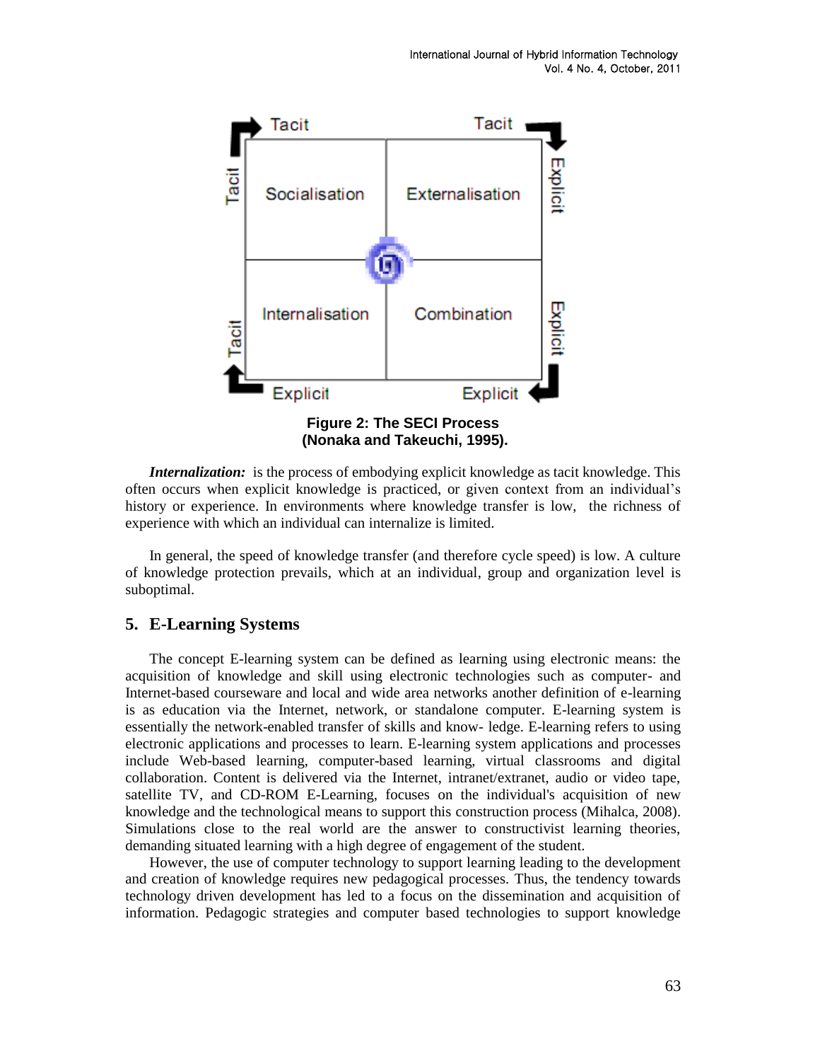**Figure 2: The SECI Process (Nonaka and Takeuchi, 1995).**

***Internalization:*** is the process of embodying explicit knowledge as tacit knowledge. This often occurs when explicit knowledge is practiced, or given context from an individual's history or experience. In environments where knowledge transfer is low, the richness of experience with which an individual can internalize is limited.

In general, the speed of knowledge transfer (and therefore cycle speed) is low. A culture of knowledge protection prevails, which at an individual, group and organization level is suboptimal.

## 5. E-Learning Systems

The concept E-learning system can be defined as learning using electronic means: the acquisition of knowledge and skill using electronic technologies such as computer- and Internet-based courseware and local and wide area networks another definition of e-learning is as education via the Internet, network, or standalone computer. E-learning system is essentially the network-enabled transfer of skills and know- ledge. E-learning refers to using electronic applications and processes to learn. E-learning system applications and processes include Web-based learning, computer-based learning, virtual classrooms and digital collaboration. Content is delivered via the Internet, intranet/extranet, audio or video tape, satellite TV, and CD-ROM E-Learning, focuses on the individual's acquisition of new knowledge and the technological means to support this construction process (Mihalca, 2008). Simulations close to the real world are the answer to constructivist learning theories, demanding situated learning with a high degree of engagement of the student.

However, the use of computer technology to support learning leading to the development and creation of knowledge requires new pedagogical processes. Thus, the tendency towards technology driven development has led to a focus on the dissemination and acquisition of information. Pedagogic strategies and computer based technologies to support knowledge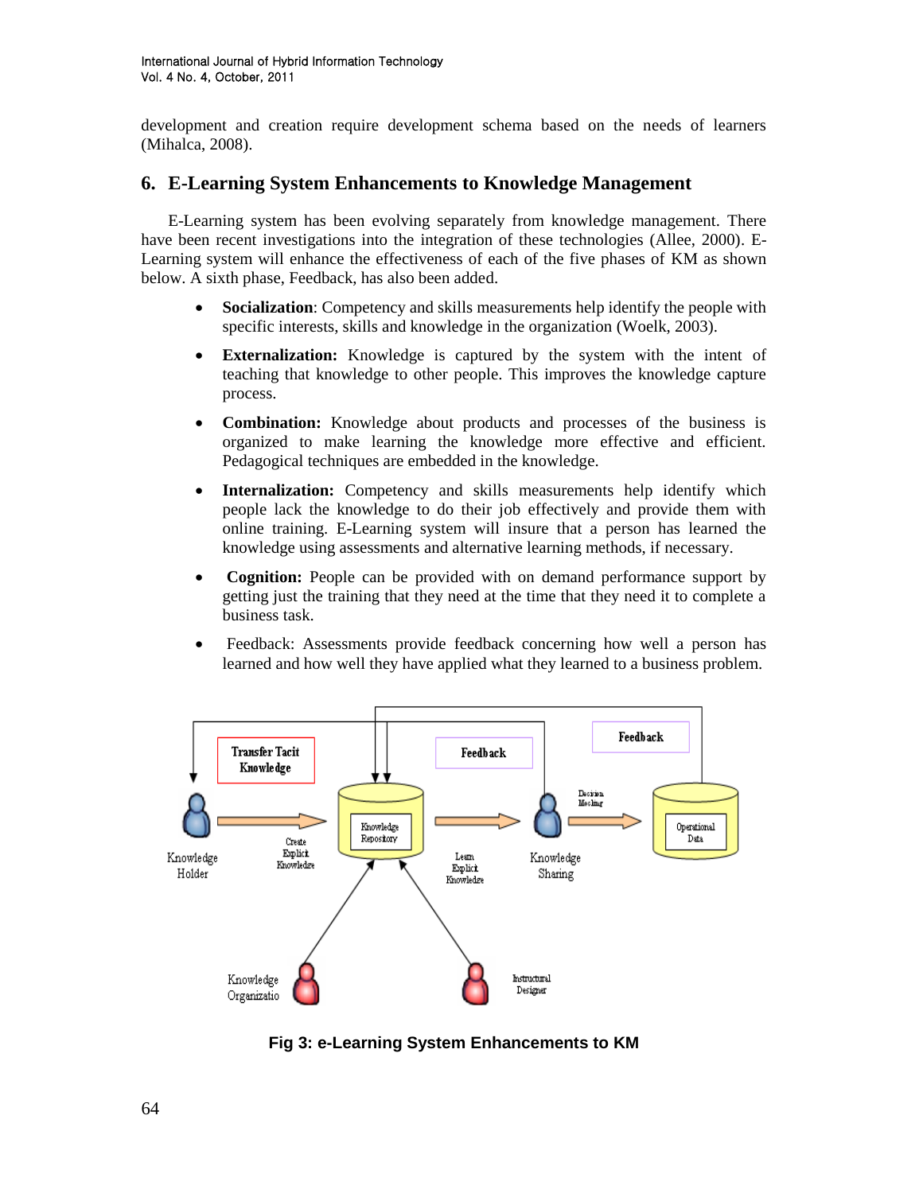development and creation require development schema based on the needs of learners (Mihalca, 2008).

## 6. E-Learning System Enhancements to Knowledge Management

E-Learning system has been evolving separately from knowledge management. There have been recent investigations into the integration of these technologies (Allee, 2000). E-Learning system will enhance the effectiveness of each of the five phases of KM as shown below. A sixth phase, Feedback, has also been added.

- **Socialization**: Competency and skills measurements help identify the people with specific interests, skills and knowledge in the organization (Woelk, 2003).
- **Externalization:** Knowledge is captured by the system with the intent of teaching that knowledge to other people. This improves the knowledge capture process.
- **Combination:** Knowledge about products and processes of the business is organized to make learning the knowledge more effective and efficient. Pedagogical techniques are embedded in the knowledge.
- **Internalization:** Competency and skills measurements help identify which people lack the knowledge to do their job effectively and provide them with online training. E-Learning system will insure that a person has learned the knowledge using assessments and alternative learning methods, if necessary.
- **Cognition:** People can be provided with on demand performance support by getting just the training that they need at the time that they need it to complete a business task.
- Feedback: Assessments provide feedback concerning how well a person has learned and how well they have applied what they learned to a business problem.

Fig 3: e-Learning System Enhancements to KM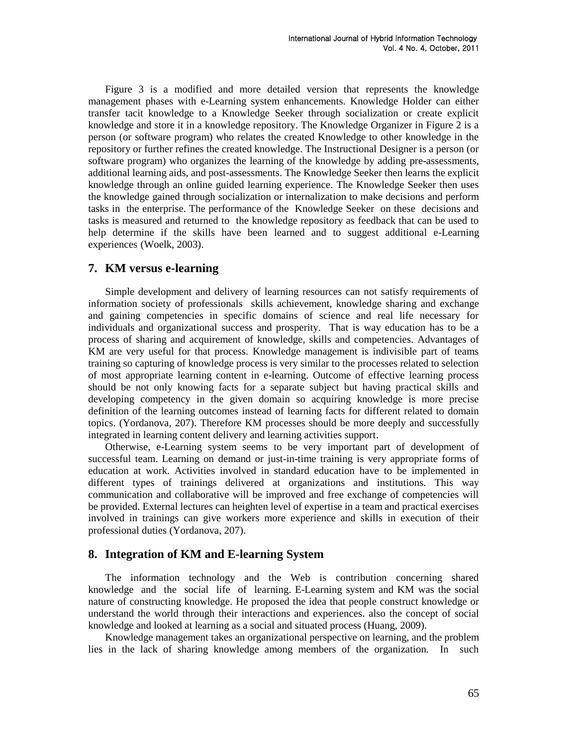Figure 3 is a modified and more detailed version that represents the knowledge management phases with e-Learning system enhancements. Knowledge Holder can either transfer tacit knowledge to a Knowledge Seeker through socialization or create explicit knowledge and store it in a knowledge repository. The Knowledge Organizer in Figure 2 is a person (or software program) who relates the created Knowledge to other knowledge in the repository or further refines the created knowledge. The Instructional Designer is a person (or software program) who organizes the learning of the knowledge by adding pre-assessments, additional learning aids, and post-assessments. The Knowledge Seeker then learns the explicit knowledge through an online guided learning experience. The Knowledge Seeker then uses the knowledge gained through socialization or internalization to make decisions and perform tasks in the enterprise. The performance of the Knowledge Seeker on these decisions and tasks is measured and returned to the knowledge repository as feedback that can be used to help determine if the skills have been learned and to suggest additional e-Learning experiences (Woelk, 2003).

## 7. KM versus e-learning

Simple development and delivery of learning resources can not satisfy requirements of information society of professionals skills achievement, knowledge sharing and exchange and gaining competencies in specific domains of science and real life necessary for individuals and organizational success and prosperity. That is way education has to be a process of sharing and acquirement of knowledge, skills and competencies. Advantages of KM are very useful for that process. Knowledge management is indivisible part of teams training so capturing of knowledge process is very similar to the processes related to selection of most appropriate learning content in e-learning. Outcome of effective learning process should be not only knowing facts for a separate subject but having practical skills and developing competency in the given domain so acquiring knowledge is more precise definition of the learning outcomes instead of learning facts for different related to domain topics. (Yordanova, 207). Therefore KM processes should be more deeply and successfully integrated in learning content delivery and learning activities support.

Otherwise, e-Learning system seems to be very important part of development of successful team. Learning on demand or just-in-time training is very appropriate forms of education at work. Activities involved in standard education have to be implemented in different types of trainings delivered at organizations and institutions. This way communication and collaborative will be improved and free exchange of competencies will be provided. External lectures can heighten level of expertise in a team and practical exercises involved in trainings can give workers more experience and skills in execution of their professional duties (Yordanova, 207).

## 8. Integration of KM and E-learning System

The information technology and the Web is contribution concerning shared knowledge and the social life of learning. E-Learning system and KM was the social nature of constructing knowledge. He proposed the idea that people construct knowledge or understand the world through their interactions and experiences. also the concept of social knowledge and looked at learning as a social and situated process (Huang, 2009).

Knowledge management takes an organizational perspective on learning, and the problem lies in the lack of sharing knowledge among members of the organization. In such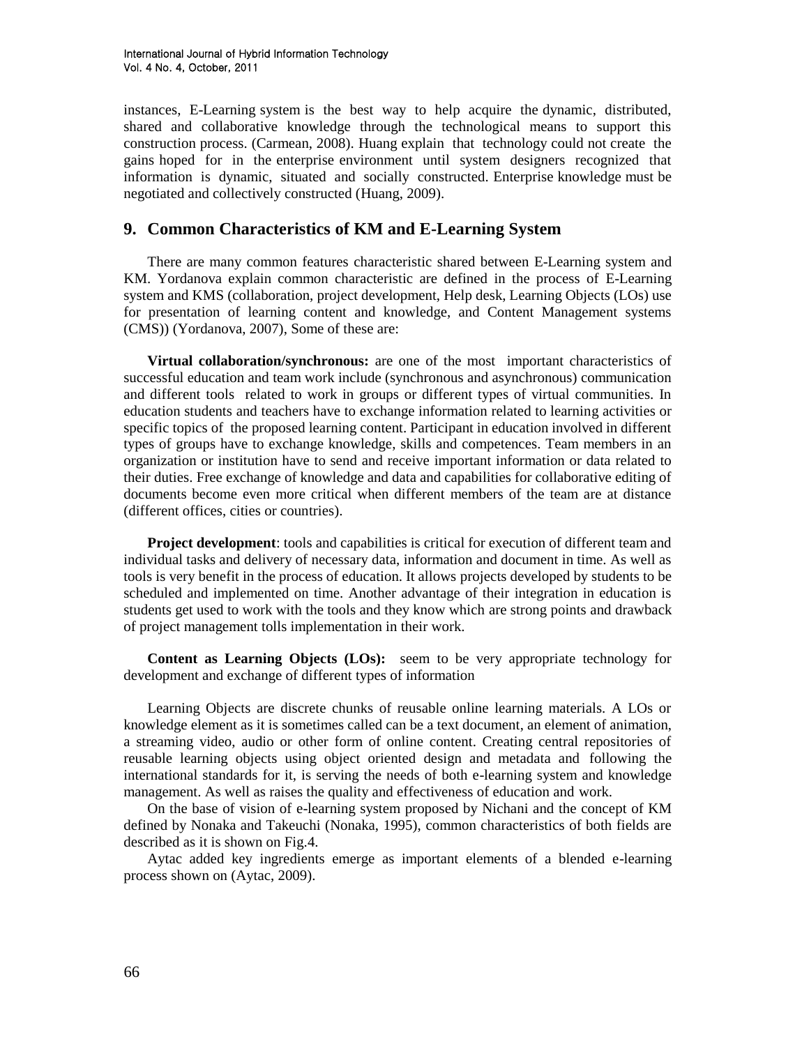instances, E-Learning system is the best way to help acquire the dynamic, distributed, shared and collaborative knowledge through the technological means to support this construction process. (Carmean, 2008). Huang explain that technology could not create the gains hoped for in the enterprise environment until system designers recognized that information is dynamic, situated and socially constructed. Enterprise knowledge must be negotiated and collectively constructed (Huang, 2009).

## 9. Common Characteristics of KM and E-Learning System

There are many common features characteristic shared between E-Learning system and KM. Yordanova explain common characteristic are defined in the process of E-Learning system and KMS (collaboration, project development, Help desk, Learning Objects (LOs) use for presentation of learning content and knowledge, and Content Management systems (CMS)) (Yordanova, 2007), Some of these are:

**Virtual collaboration/synchronous:** are one of the most important characteristics of successful education and team work include (synchronous and asynchronous) communication and different tools related to work in groups or different types of virtual communities. In education students and teachers have to exchange information related to learning activities or specific topics of the proposed learning content. Participant in education involved in different types of groups have to exchange knowledge, skills and competences. Team members in an organization or institution have to send and receive important information or data related to their duties. Free exchange of knowledge and data and capabilities for collaborative editing of documents become even more critical when different members of the team are at distance (different offices, cities or countries).

**Project development**: tools and capabilities is critical for execution of different team and individual tasks and delivery of necessary data, information and document in time. As well as tools is very benefit in the process of education. It allows projects developed by students to be scheduled and implemented on time. Another advantage of their integration in education is students get used to work with the tools and they know which are strong points and drawback of project management tolls implementation in their work.

**Content as Learning Objects (LOs):** seem to be very appropriate technology for development and exchange of different types of information

Learning Objects are discrete chunks of reusable online learning materials. A LOs or knowledge element as it is sometimes called can be a text document, an element of animation, a streaming video, audio or other form of online content. Creating central repositories of reusable learning objects using object oriented design and metadata and following the international standards for it, is serving the needs of both e-learning system and knowledge management. As well as raises the quality and effectiveness of education and work.

On the base of vision of e-learning system proposed by Nichani and the concept of KM defined by Nonaka and Takeuchi (Nonaka, 1995), common characteristics of both fields are described as it is shown on Fig.4.

Aytac added key ingredients emerge as important elements of a blended e-learning process shown on (Aytac, 2009).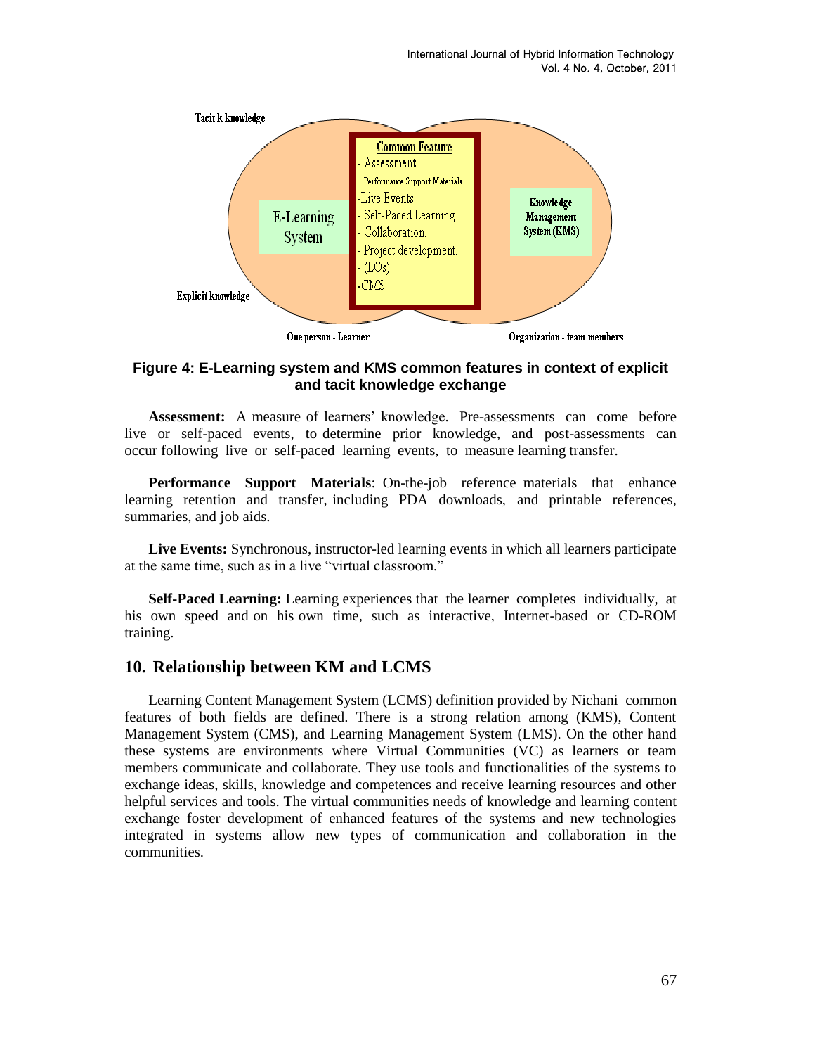Tacit k knowledge

Common Feature
- Assessment.
- Performance Support Materials.
-Live Events.
- Self-Paced Learning
- Collaboration.
- Project development.
- (LOs).
-CMS.

E-Learning System

Knowledge Management System (KMS)

Explicit knowledge

One person - Learner

Organization - team members

**Figure 4: E-Learning system and KMS common features in context of explicit and tacit knowledge exchange**

**Assessment:** A measure of learners' knowledge. Pre-assessments can come before live or self-paced events, to determine prior knowledge, and post-assessments can occur following live or self-paced learning events, to measure learning transfer.

**Performance Support Materials**: On-the-job reference materials that enhance learning retention and transfer, including PDA downloads, and printable references, summaries, and job aids.

**Live Events:** Synchronous, instructor-led learning events in which all learners participate at the same time, such as in a live "virtual classroom."

**Self-Paced Learning:** Learning experiences that the learner completes individually, at his own speed and on his own time, such as interactive, Internet-based or CD-ROM training.

## 10. Relationship between KM and LCMS

Learning Content Management System (LCMS) definition provided by Nichani common features of both fields are defined. There is a strong relation among (KMS), Content Management System (CMS), and Learning Management System (LMS). On the other hand these systems are environments where Virtual Communities (VC) as learners or team members communicate and collaborate. They use tools and functionalities of the systems to exchange ideas, skills, knowledge and competences and receive learning resources and other helpful services and tools. The virtual communities needs of knowledge and learning content exchange foster development of enhanced features of the systems and new technologies integrated in systems allow new types of communication and collaboration in the communities.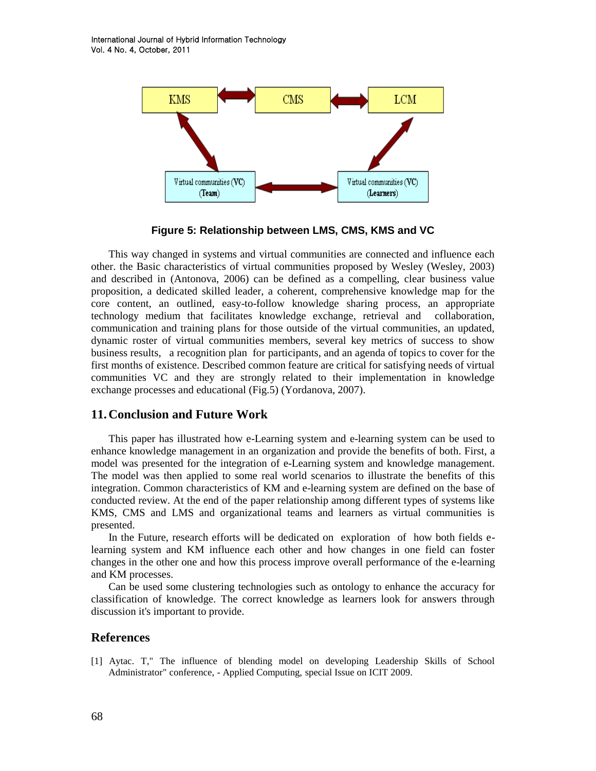Figure 5: Relationship between LMS, CMS, KMS and VC

This way changed in systems and virtual communities are connected and influence each other. the Basic characteristics of virtual communities proposed by Wesley (Wesley, 2003) and described in (Antonova, 2006) can be defined as a compelling, clear business value proposition, a dedicated skilled leader, a coherent, comprehensive knowledge map for the core content, an outlined, easy-to-follow knowledge sharing process, an appropriate technology medium that facilitates knowledge exchange, retrieval and collaboration, communication and training plans for those outside of the virtual communities, an updated, dynamic roster of virtual communities members, several key metrics of success to show business results, a recognition plan for participants, and an agenda of topics to cover for the first months of existence. Described common feature are critical for satisfying needs of virtual communities VC and they are strongly related to their implementation in knowledge exchange processes and educational (Fig.5) (Yordanova, 2007).

## 11. Conclusion and Future Work

This paper has illustrated how e-Learning system and e-learning system can be used to enhance knowledge management in an organization and provide the benefits of both. First, a model was presented for the integration of e-Learning system and knowledge management. The model was then applied to some real world scenarios to illustrate the benefits of this integration. Common characteristics of KM and e-learning system are defined on the base of conducted review. At the end of the paper relationship among different types of systems like KMS, CMS and LMS and organizational teams and learners as virtual communities is presented.

In the Future, research efforts will be dedicated on exploration of how both fields e-learning system and KM influence each other and how changes in one field can foster changes in the other one and how this process improve overall performance of the e-learning and KM processes.

Can be used some clustering technologies such as ontology to enhance the accuracy for classification of knowledge. The correct knowledge as learners look for answers through discussion it's important to provide.

## References

[1] Aytac. T," The influence of blending model on developing Leadership Skills of School Administrator" conference, - Applied Computing, special Issue on ICIT 2009.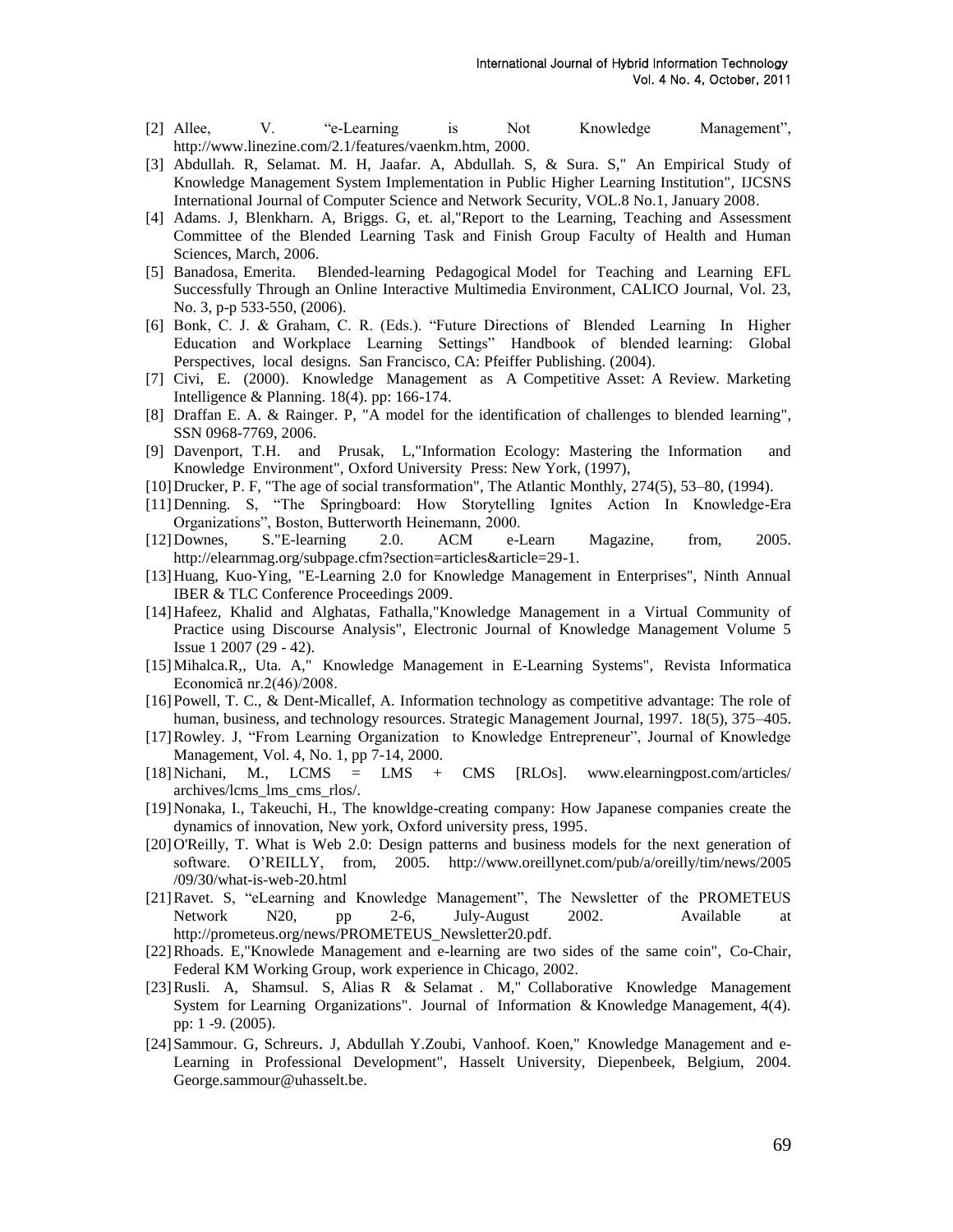[2] Allee, V. "e-Learning is Not Knowledge Management", http://www.linezine.com/2.1/features/vaenkm.htm, 2000.

[3] Abdullah. R, Selamat. M. H, Jaafar. A, Abdullah. S, & Sura. S," An Empirical Study of Knowledge Management System Implementation in Public Higher Learning Institution", IJCSNS International Journal of Computer Science and Network Security, VOL.8 No.1, January 2008.

[4] Adams. J, Blenkharn. A, Briggs. G, et. al,"Report to the Learning, Teaching and Assessment Committee of the Blended Learning Task and Finish Group Faculty of Health and Human Sciences, March, 2006.

[5] Banadosa, Emerita. Blended-learning Pedagogical Model for Teaching and Learning EFL Successfully Through an Online Interactive Multimedia Environment, CALICO Journal, Vol. 23, No. 3, p-p 533-550, (2006).

[6] Bonk, C. J. & Graham, C. R. (Eds.). "Future Directions of Blended Learning In Higher Education and Workplace Learning Settings" Handbook of blended learning: Global Perspectives, local designs. San Francisco, CA: Pfeiffer Publishing. (2004).

[7] Civi, E. (2000). Knowledge Management as A Competitive Asset: A Review. Marketing Intelligence & Planning. 18(4). pp: 166-174.

[8] Draffan E. A. & Rainger. P, "A model for the identification of challenges to blended learning", SSN 0968-7769, 2006.

[9] Davenport, T.H. and Prusak, L,"Information Ecology: Mastering the Information and Knowledge Environment", Oxford University Press: New York, (1997),

[10] Drucker, P. F, "The age of social transformation", The Atlantic Monthly, 274(5), 53–80, (1994).

[11] Denning. S, "The Springboard: How Storytelling Ignites Action In Knowledge-Era Organizations", Boston, Butterworth Heinemann, 2000.

[12] Downes, S."E-learning 2.0. ACM e-Learn Magazine, from, 2005. http://elearnmag.org/subpage.cfm?section=articles&article=29-1.

[13] Huang, Kuo-Ying, "E-Learning 2.0 for Knowledge Management in Enterprises", Ninth Annual IBER & TLC Conference Proceedings 2009.

[14] Hafeez, Khalid and Alghatas, Fathalla,"Knowledge Management in a Virtual Community of Practice using Discourse Analysis", Electronic Journal of Knowledge Management Volume 5 Issue 1 2007 (29 - 42).

[15] Mihalca.R,, Uta. A," Knowledge Management in E-Learning Systems", Revista Informatica Economică nr.2(46)/2008.

[16] Powell, T. C., & Dent-Micallef, A. Information technology as competitive advantage: The role of human, business, and technology resources. Strategic Management Journal, 1997. 18(5), 375–405.

[17] Rowley. J, "From Learning Organization to Knowledge Entrepreneur", Journal of Knowledge Management, Vol. 4, No. 1, pp 7-14, 2000.

[18] Nichani, M., LCMS = LMS + CMS [RLOs]. www.elearningpost.com/articles/archives/lcms_lms_cms_rlos/.

[19] Nonaka, I., Takeuchi, H., The knowldge-creating company: How Japanese companies create the dynamics of innovation, New york, Oxford university press, 1995.

[20] O'Reilly, T. What is Web 2.0: Design patterns and business models for the next generation of software. O'REILLY, from, 2005. http://www.oreillynet.com/pub/a/oreilly/tim/news/2005/09/30/what-is-web-20.html

[21] Ravet. S, "eLearning and Knowledge Management", The Newsletter of the PROMETEUS Network N20, pp 2-6, July-August 2002. Available at http://prometeus.org/news/PROMETEUS_Newsletter20.pdf.

[22] Rhoads. E,"Knowlede Management and e-learning are two sides of the same coin", Co-Chair, Federal KM Working Group, work experience in Chicago, 2002.

[23] Rusli. A, Shamsul. S, Alias R & Selamat . M," Collaborative Knowledge Management System for Learning Organizations". Journal of Information & Knowledge Management, 4(4). pp: 1 -9. (2005).

[24] Sammour. G, Schreurs. J, Abdullah Y.Zoubi, Vanhoof. Koen," Knowledge Management and e-Learning in Professional Development", Hasselt University, Diepenbeek, Belgium, 2004. George.sammour@uhasselt.be.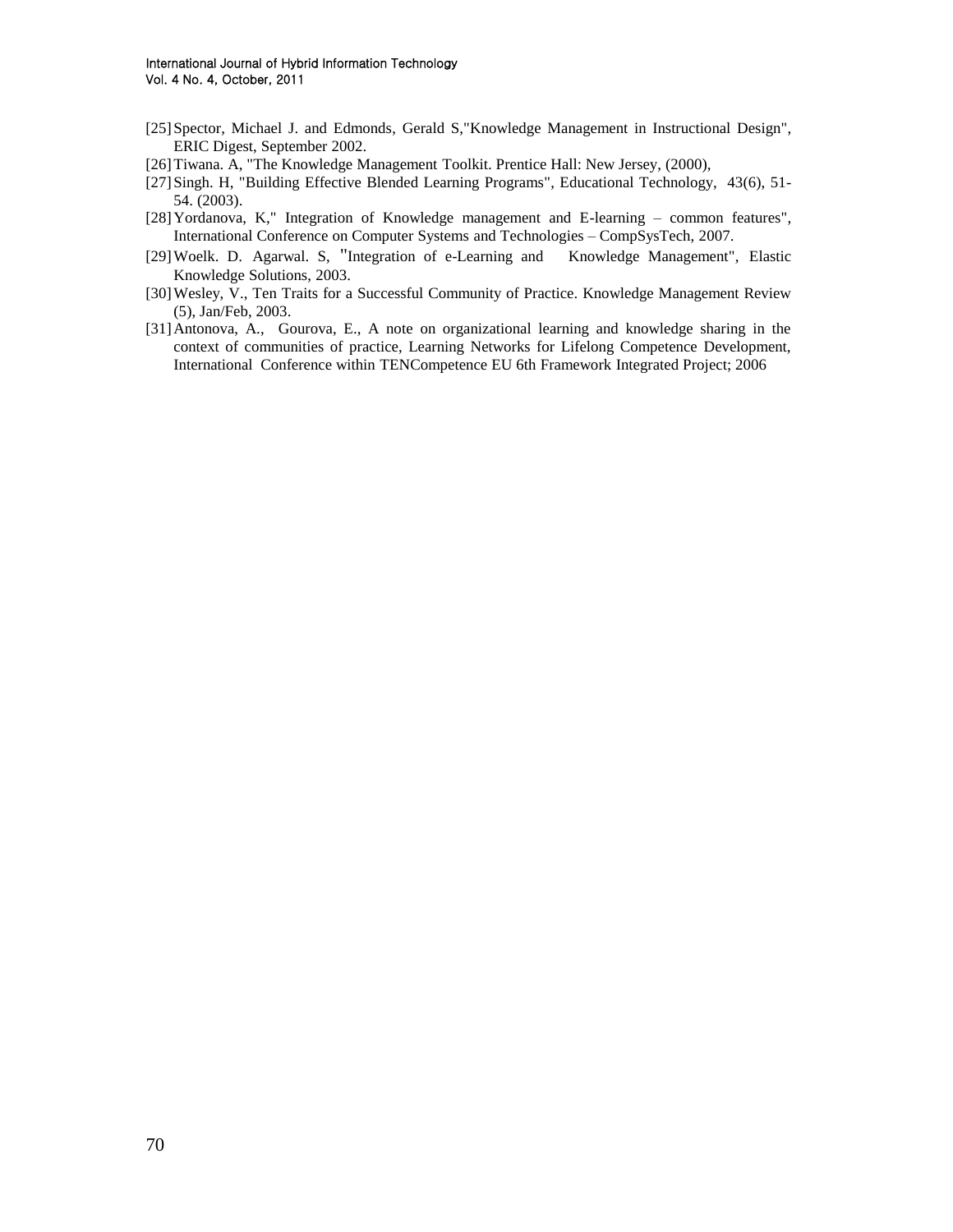[25] Spector, Michael J. and Edmonds, Gerald S,"Knowledge Management in Instructional Design", ERIC Digest, September 2002.

[26] Tiwana. A, "The Knowledge Management Toolkit. Prentice Hall: New Jersey, (2000),

[27] Singh. H, "Building Effective Blended Learning Programs", Educational Technology, 43(6), 51-54. (2003).

[28] Yordanova, K," Integration of Knowledge management and E-learning – common features", International Conference on Computer Systems and Technologies – CompSysTech, 2007.

[29] Woelk. D. Agarwal. S, "Integration of e-Learning and Knowledge Management", Elastic Knowledge Solutions, 2003.

[30] Wesley, V., Ten Traits for a Successful Community of Practice. Knowledge Management Review (5), Jan/Feb, 2003.

[31] Antonova, A., Gourova, E., A note on organizational learning and knowledge sharing in the context of communities of practice, Learning Networks for Lifelong Competence Development, International Conference within TENCompetence EU 6th Framework Integrated Project; 2006